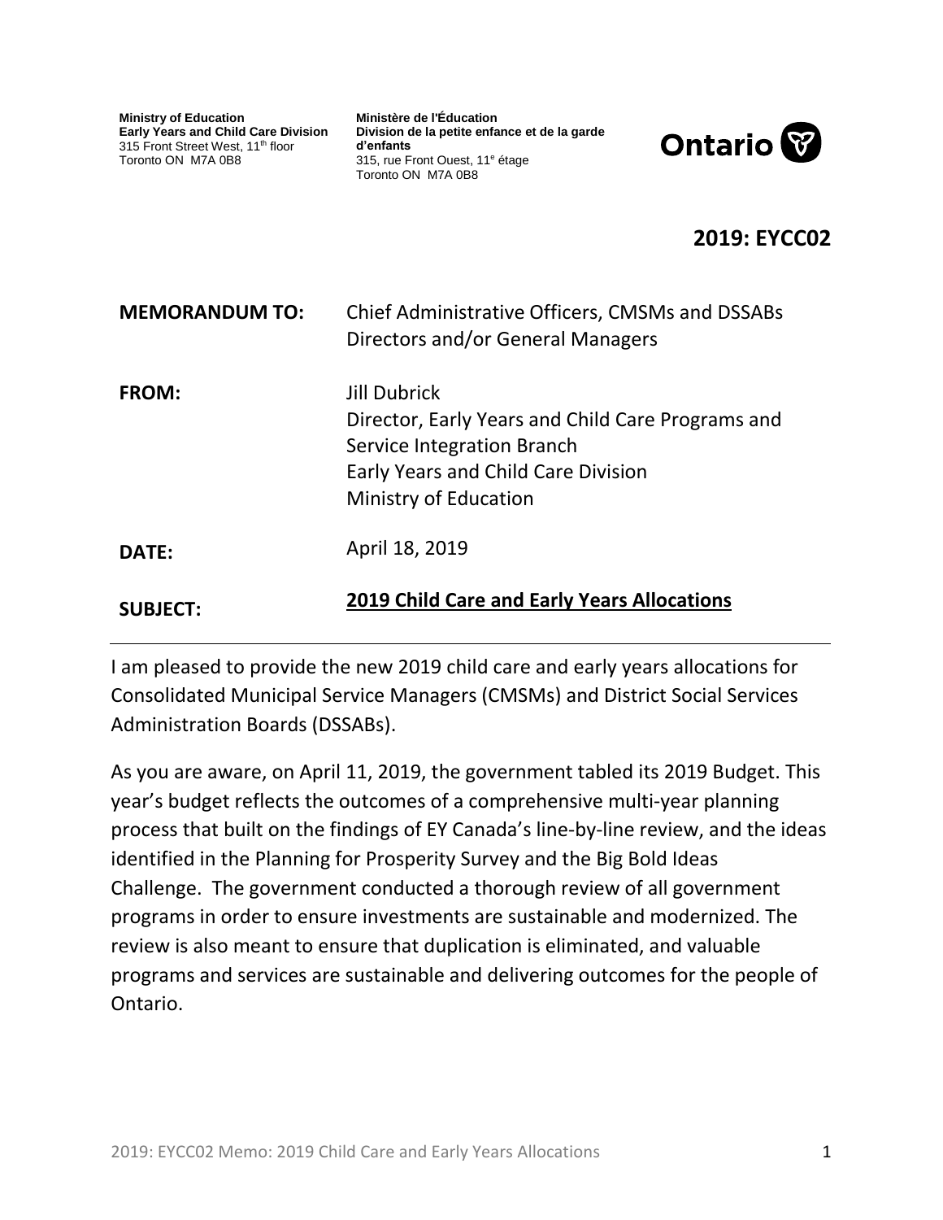**Ministry of Education**
**Early Years and Child Care Division**
315 Front Street West, 11th floor
Toronto ON M7A 0B8

**Ministère de l'Éducation**
**Division de la petite enfance et de la garde d'enfants**
315, rue Front Ouest, 11e étage
Toronto ON M7A 0B8

Ontario

## 2019: EYCC02

**MEMORANDUM TO:** Chief Administrative Officers, CMSMs and DSSABs
Directors and/or General Managers

**FROM:** Jill Dubrick
Director, Early Years and Child Care Programs and Service Integration Branch
Early Years and Child Care Division
Ministry of Education

**DATE:** April 18, 2019

**SUBJECT:** **2019 Child Care and Early Years Allocations**

---

I am pleased to provide the new 2019 child care and early years allocations for Consolidated Municipal Service Managers (CMSMs) and District Social Services Administration Boards (DSSABs).

As you are aware, on April 11, 2019, the government tabled its 2019 Budget. This year's budget reflects the outcomes of a comprehensive multi-year planning process that built on the findings of EY Canada's line-by-line review, and the ideas identified in the Planning for Prosperity Survey and the Big Bold Ideas Challenge. The government conducted a thorough review of all government programs in order to ensure investments are sustainable and modernized. The review is also meant to ensure that duplication is eliminated, and valuable programs and services are sustainable and delivering outcomes for the people of Ontario.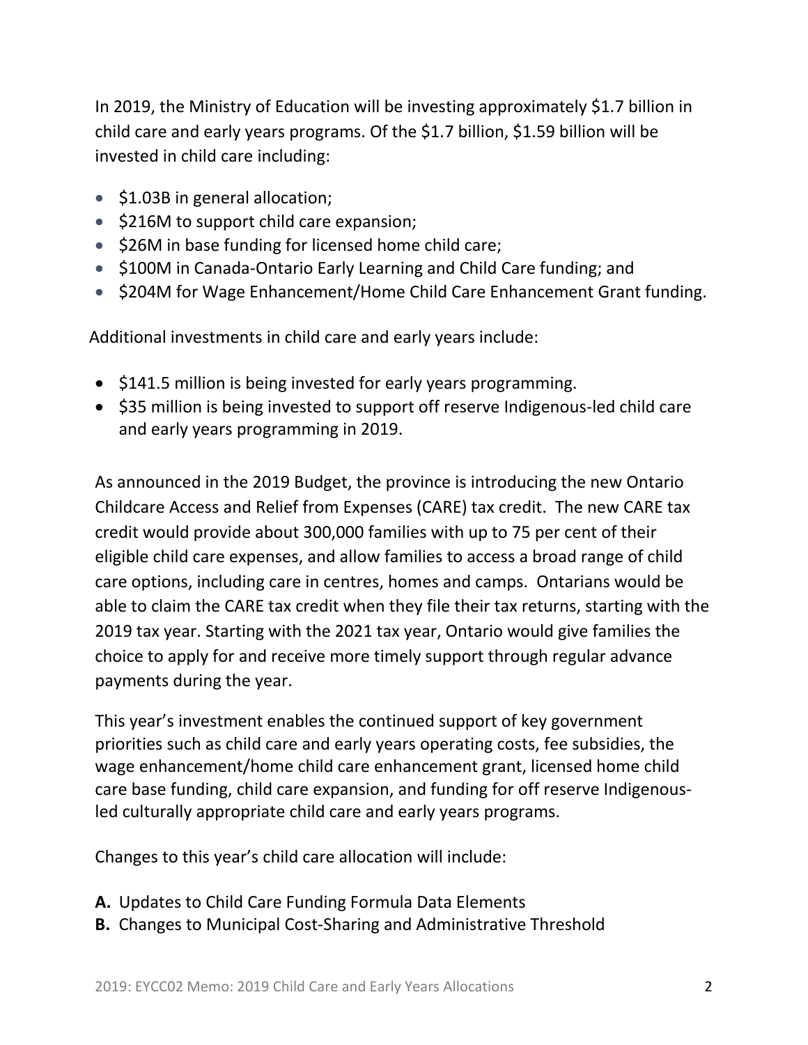In 2019, the Ministry of Education will be investing approximately $1.7 billion in child care and early years programs. Of the $1.7 billion, $1.59 billion will be invested in child care including:

- $1.03B in general allocation;
- $216M to support child care expansion;
- $26M in base funding for licensed home child care;
- $100M in Canada-Ontario Early Learning and Child Care funding; and
- $204M for Wage Enhancement/Home Child Care Enhancement Grant funding.

Additional investments in child care and early years include:

- $141.5 million is being invested for early years programming.
- $35 million is being invested to support off reserve Indigenous-led child care and early years programming in 2019.

As announced in the 2019 Budget, the province is introducing the new Ontario Childcare Access and Relief from Expenses (CARE) tax credit. The new CARE tax credit would provide about 300,000 families with up to 75 per cent of their eligible child care expenses, and allow families to access a broad range of child care options, including care in centres, homes and camps. Ontarians would be able to claim the CARE tax credit when they file their tax returns, starting with the 2019 tax year. Starting with the 2021 tax year, Ontario would give families the choice to apply for and receive more timely support through regular advance payments during the year.

This year's investment enables the continued support of key government priorities such as child care and early years operating costs, fee subsidies, the wage enhancement/home child care enhancement grant, licensed home child care base funding, child care expansion, and funding for off reserve Indigenous-led culturally appropriate child care and early years programs.

Changes to this year's child care allocation will include:

**A.** Updates to Child Care Funding Formula Data Elements
**B.** Changes to Municipal Cost-Sharing and Administrative Threshold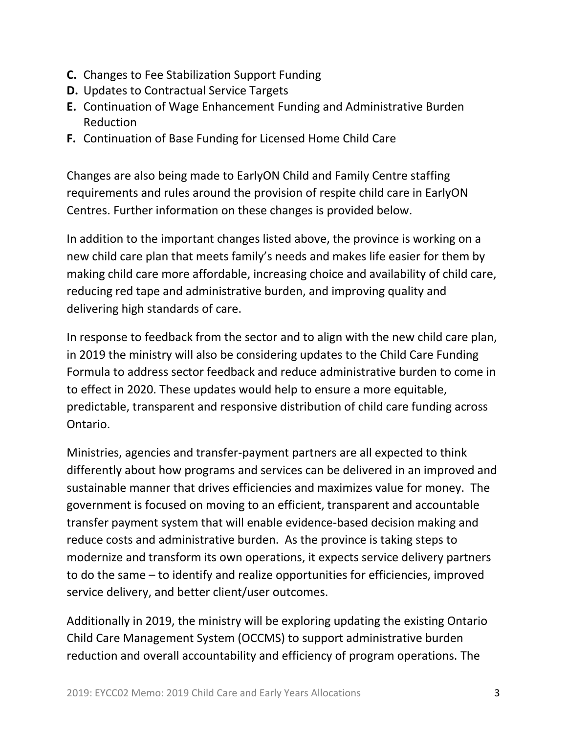- **C.** Changes to Fee Stabilization Support Funding
- **D.** Updates to Contractual Service Targets
- **E.** Continuation of Wage Enhancement Funding and Administrative Burden Reduction
- **F.** Continuation of Base Funding for Licensed Home Child Care

Changes are also being made to EarlyON Child and Family Centre staffing requirements and rules around the provision of respite child care in EarlyON Centres. Further information on these changes is provided below.

In addition to the important changes listed above, the province is working on a new child care plan that meets family's needs and makes life easier for them by making child care more affordable, increasing choice and availability of child care, reducing red tape and administrative burden, and improving quality and delivering high standards of care.

In response to feedback from the sector and to align with the new child care plan, in 2019 the ministry will also be considering updates to the Child Care Funding Formula to address sector feedback and reduce administrative burden to come in to effect in 2020. These updates would help to ensure a more equitable, predictable, transparent and responsive distribution of child care funding across Ontario.

Ministries, agencies and transfer-payment partners are all expected to think differently about how programs and services can be delivered in an improved and sustainable manner that drives efficiencies and maximizes value for money. The government is focused on moving to an efficient, transparent and accountable transfer payment system that will enable evidence-based decision making and reduce costs and administrative burden. As the province is taking steps to modernize and transform its own operations, it expects service delivery partners to do the same – to identify and realize opportunities for efficiencies, improved service delivery, and better client/user outcomes.

Additionally in 2019, the ministry will be exploring updating the existing Ontario Child Care Management System (OCCMS) to support administrative burden reduction and overall accountability and efficiency of program operations. The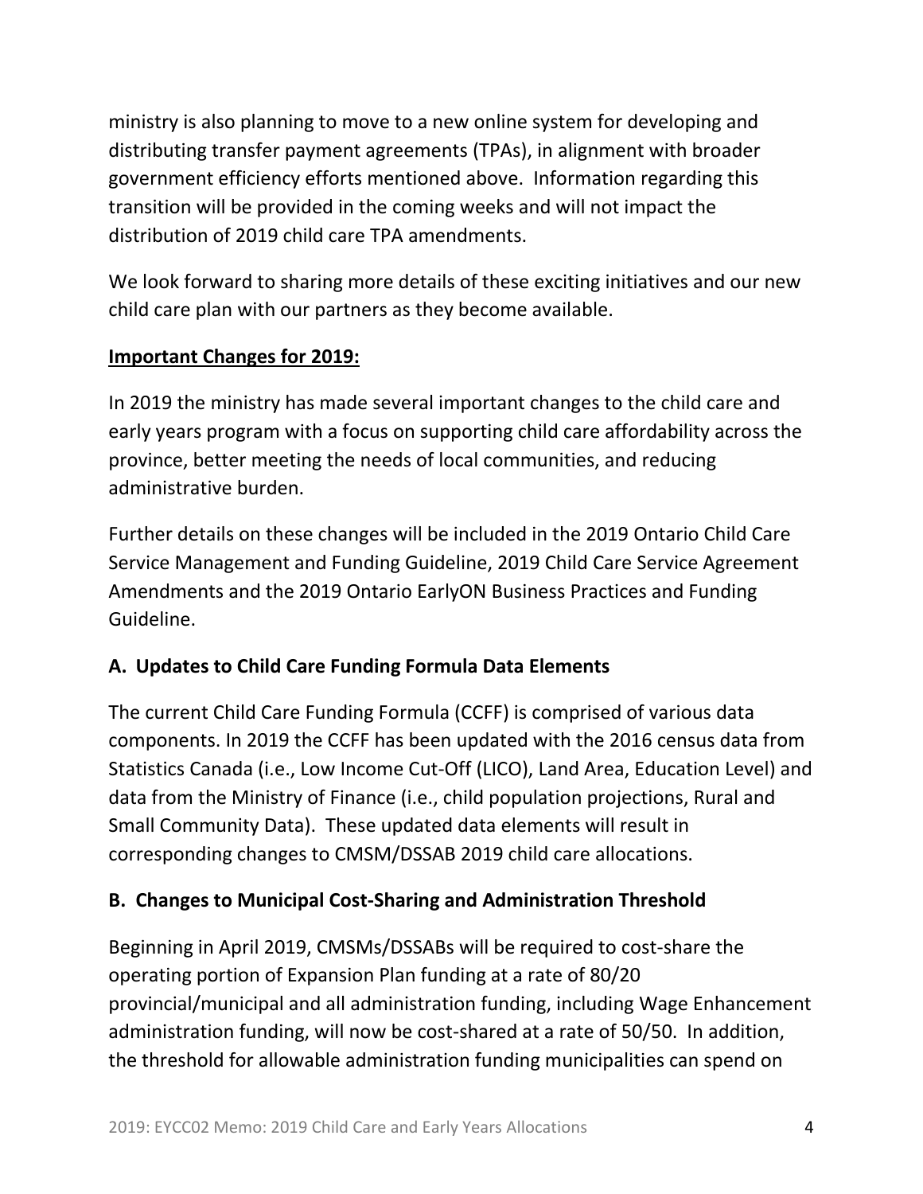ministry is also planning to move to a new online system for developing and distributing transfer payment agreements (TPAs), in alignment with broader government efficiency efforts mentioned above. Information regarding this transition will be provided in the coming weeks and will not impact the distribution of 2019 child care TPA amendments.

We look forward to sharing more details of these exciting initiatives and our new child care plan with our partners as they become available.

**Important Changes for 2019:**

In 2019 the ministry has made several important changes to the child care and early years program with a focus on supporting child care affordability across the province, better meeting the needs of local communities, and reducing administrative burden.

Further details on these changes will be included in the 2019 Ontario Child Care Service Management and Funding Guideline, 2019 Child Care Service Agreement Amendments and the 2019 Ontario EarlyON Business Practices and Funding Guideline.

### A. Updates to Child Care Funding Formula Data Elements

The current Child Care Funding Formula (CCFF) is comprised of various data components. In 2019 the CCFF has been updated with the 2016 census data from Statistics Canada (i.e., Low Income Cut-Off (LICO), Land Area, Education Level) and data from the Ministry of Finance (i.e., child population projections, Rural and Small Community Data). These updated data elements will result in corresponding changes to CMSM/DSSAB 2019 child care allocations.

### B. Changes to Municipal Cost-Sharing and Administration Threshold

Beginning in April 2019, CMSMs/DSSABs will be required to cost-share the operating portion of Expansion Plan funding at a rate of 80/20 provincial/municipal and all administration funding, including Wage Enhancement administration funding, will now be cost-shared at a rate of 50/50. In addition, the threshold for allowable administration funding municipalities can spend on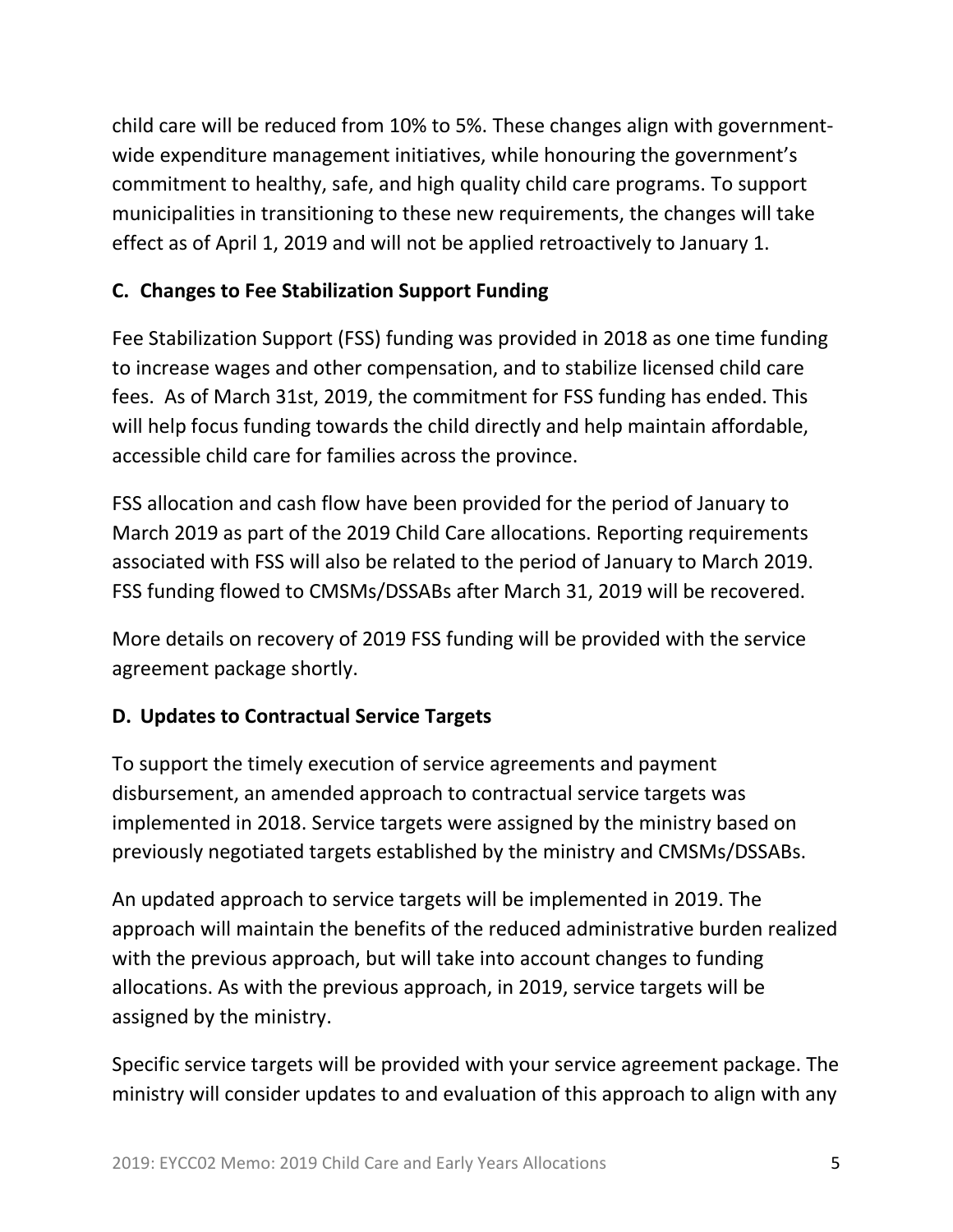child care will be reduced from 10% to 5%. These changes align with government-wide expenditure management initiatives, while honouring the government's commitment to healthy, safe, and high quality child care programs. To support municipalities in transitioning to these new requirements, the changes will take effect as of April 1, 2019 and will not be applied retroactively to January 1.

### C. Changes to Fee Stabilization Support Funding

Fee Stabilization Support (FSS) funding was provided in 2018 as one time funding to increase wages and other compensation, and to stabilize licensed child care fees. As of March 31st, 2019, the commitment for FSS funding has ended. This will help focus funding towards the child directly and help maintain affordable, accessible child care for families across the province.

FSS allocation and cash flow have been provided for the period of January to March 2019 as part of the 2019 Child Care allocations. Reporting requirements associated with FSS will also be related to the period of January to March 2019. FSS funding flowed to CMSMs/DSSABs after March 31, 2019 will be recovered.

More details on recovery of 2019 FSS funding will be provided with the service agreement package shortly.

### D. Updates to Contractual Service Targets

To support the timely execution of service agreements and payment disbursement, an amended approach to contractual service targets was implemented in 2018. Service targets were assigned by the ministry based on previously negotiated targets established by the ministry and CMSMs/DSSABs.

An updated approach to service targets will be implemented in 2019. The approach will maintain the benefits of the reduced administrative burden realized with the previous approach, but will take into account changes to funding allocations. As with the previous approach, in 2019, service targets will be assigned by the ministry.

Specific service targets will be provided with your service agreement package. The ministry will consider updates to and evaluation of this approach to align with any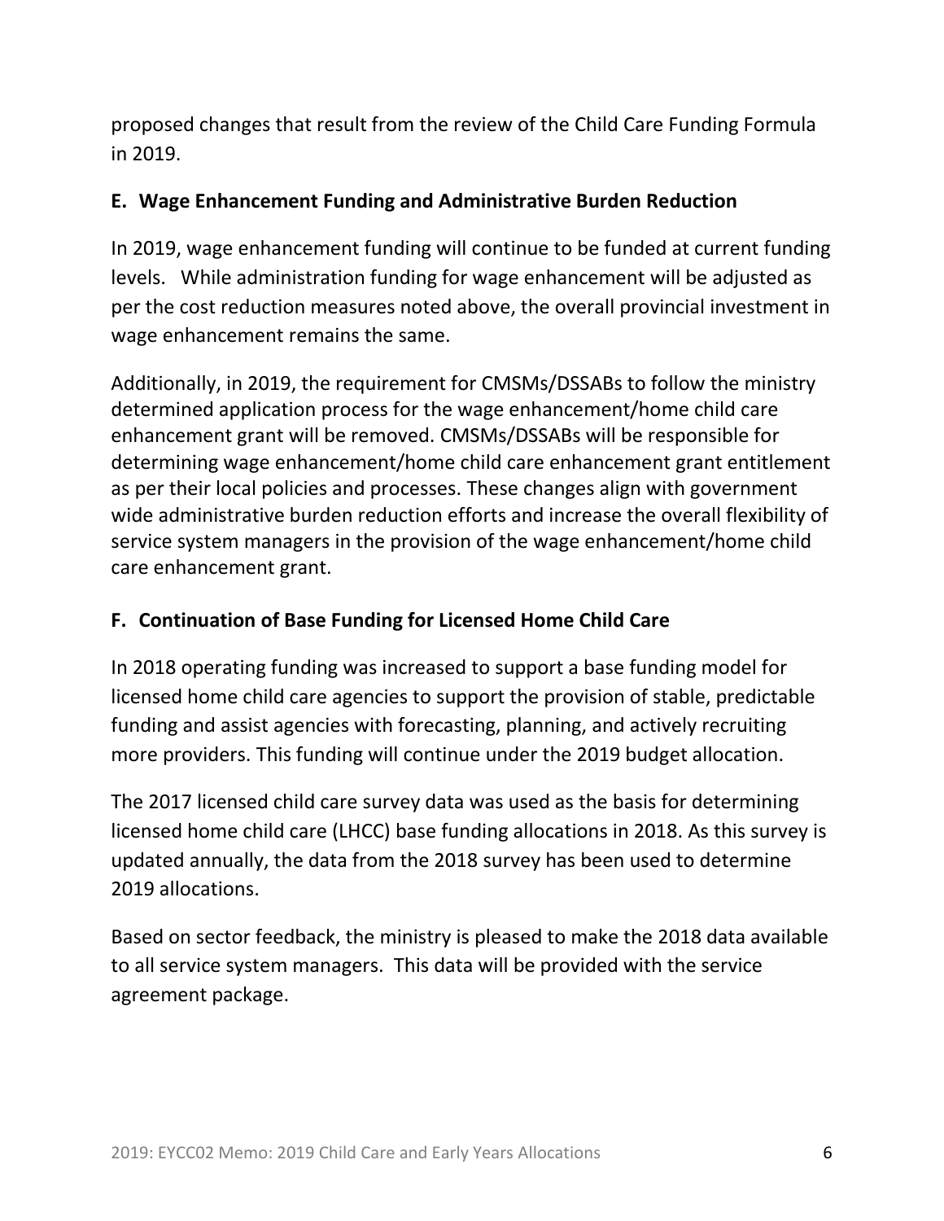proposed changes that result from the review of the Child Care Funding Formula in 2019.

## E. Wage Enhancement Funding and Administrative Burden Reduction

In 2019, wage enhancement funding will continue to be funded at current funding levels. While administration funding for wage enhancement will be adjusted as per the cost reduction measures noted above, the overall provincial investment in wage enhancement remains the same.

Additionally, in 2019, the requirement for CMSMs/DSSABs to follow the ministry determined application process for the wage enhancement/home child care enhancement grant will be removed. CMSMs/DSSABs will be responsible for determining wage enhancement/home child care enhancement grant entitlement as per their local policies and processes. These changes align with government wide administrative burden reduction efforts and increase the overall flexibility of service system managers in the provision of the wage enhancement/home child care enhancement grant.

## F. Continuation of Base Funding for Licensed Home Child Care

In 2018 operating funding was increased to support a base funding model for licensed home child care agencies to support the provision of stable, predictable funding and assist agencies with forecasting, planning, and actively recruiting more providers. This funding will continue under the 2019 budget allocation.

The 2017 licensed child care survey data was used as the basis for determining licensed home child care (LHCC) base funding allocations in 2018. As this survey is updated annually, the data from the 2018 survey has been used to determine 2019 allocations.

Based on sector feedback, the ministry is pleased to make the 2018 data available to all service system managers. This data will be provided with the service agreement package.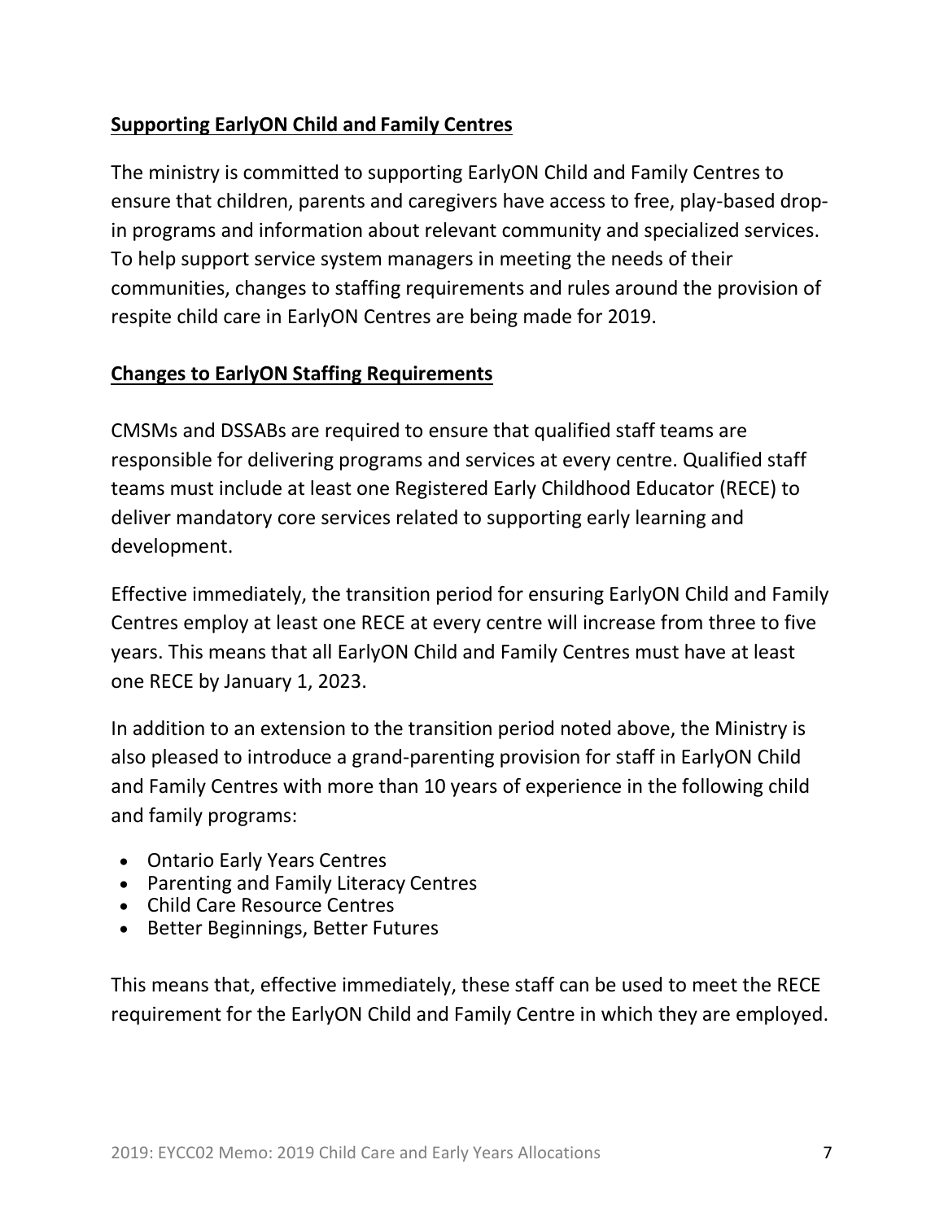## Supporting EarlyON Child and Family Centres

The ministry is committed to supporting EarlyON Child and Family Centres to ensure that children, parents and caregivers have access to free, play-based drop-in programs and information about relevant community and specialized services. To help support service system managers in meeting the needs of their communities, changes to staffing requirements and rules around the provision of respite child care in EarlyON Centres are being made for 2019.

## Changes to EarlyON Staffing Requirements

CMSMs and DSSABs are required to ensure that qualified staff teams are responsible for delivering programs and services at every centre. Qualified staff teams must include at least one Registered Early Childhood Educator (RECE) to deliver mandatory core services related to supporting early learning and development.

Effective immediately, the transition period for ensuring EarlyON Child and Family Centres employ at least one RECE at every centre will increase from three to five years. This means that all EarlyON Child and Family Centres must have at least one RECE by January 1, 2023.

In addition to an extension to the transition period noted above, the Ministry is also pleased to introduce a grand-parenting provision for staff in EarlyON Child and Family Centres with more than 10 years of experience in the following child and family programs:

- Ontario Early Years Centres
- Parenting and Family Literacy Centres
- Child Care Resource Centres
- Better Beginnings, Better Futures

This means that, effective immediately, these staff can be used to meet the RECE requirement for the EarlyON Child and Family Centre in which they are employed.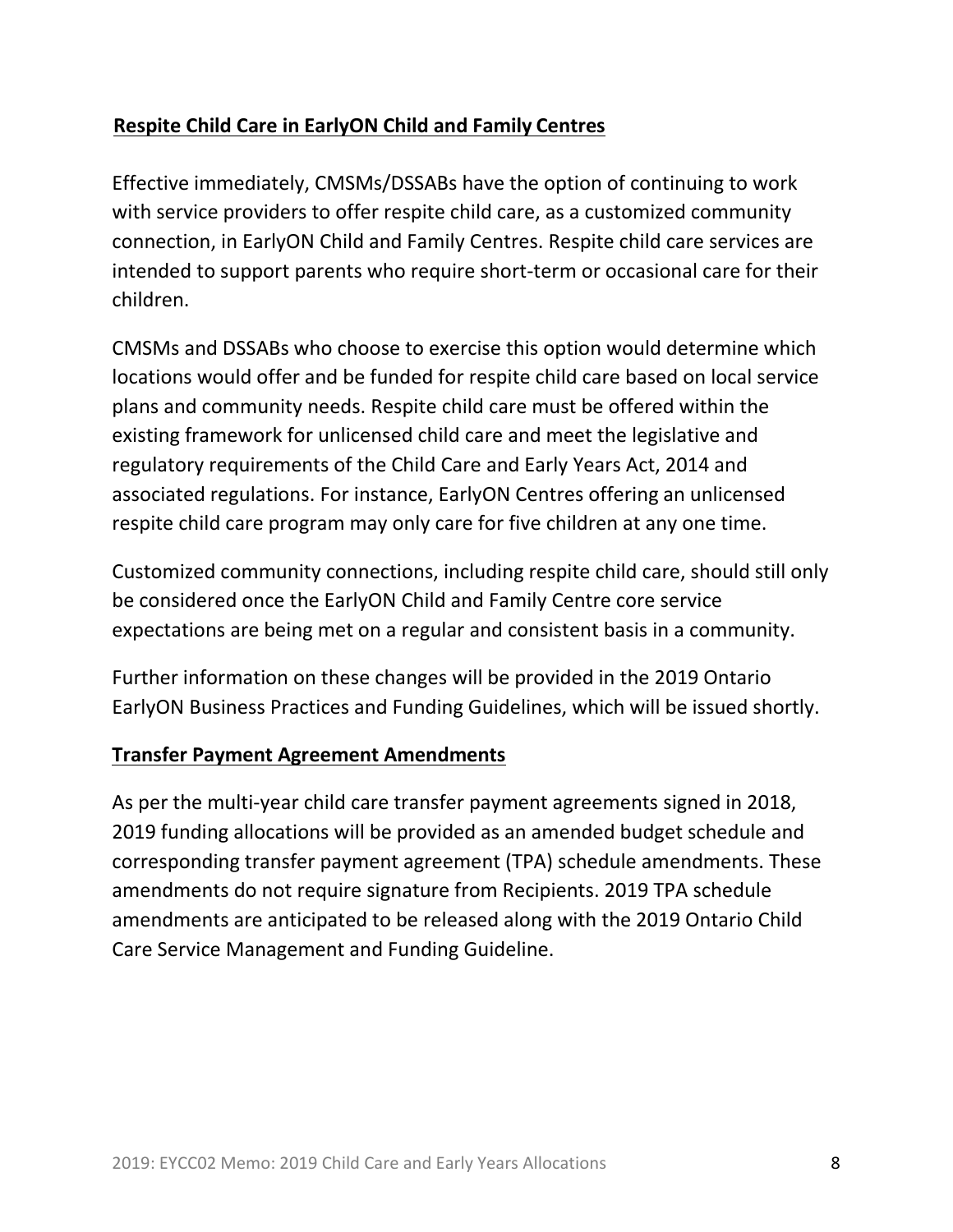## Respite Child Care in EarlyON Child and Family Centres

Effective immediately, CMSMs/DSSABs have the option of continuing to work with service providers to offer respite child care, as a customized community connection, in EarlyON Child and Family Centres. Respite child care services are intended to support parents who require short-term or occasional care for their children.

CMSMs and DSSABs who choose to exercise this option would determine which locations would offer and be funded for respite child care based on local service plans and community needs. Respite child care must be offered within the existing framework for unlicensed child care and meet the legislative and regulatory requirements of the Child Care and Early Years Act, 2014 and associated regulations. For instance, EarlyON Centres offering an unlicensed respite child care program may only care for five children at any one time.

Customized community connections, including respite child care, should still only be considered once the EarlyON Child and Family Centre core service expectations are being met on a regular and consistent basis in a community.

Further information on these changes will be provided in the 2019 Ontario EarlyON Business Practices and Funding Guidelines, which will be issued shortly.

## Transfer Payment Agreement Amendments

As per the multi-year child care transfer payment agreements signed in 2018, 2019 funding allocations will be provided as an amended budget schedule and corresponding transfer payment agreement (TPA) schedule amendments. These amendments do not require signature from Recipients. 2019 TPA schedule amendments are anticipated to be released along with the 2019 Ontario Child Care Service Management and Funding Guideline.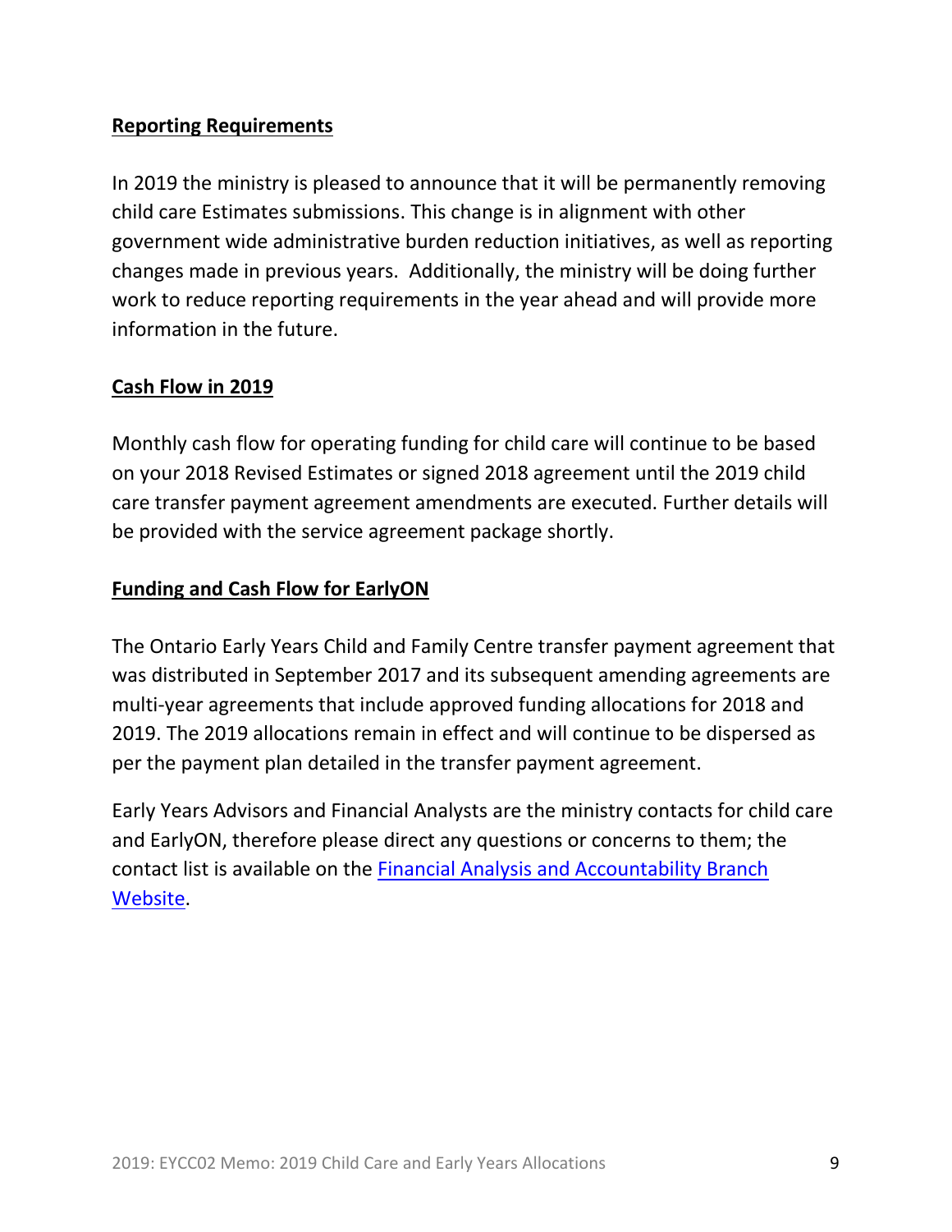## Reporting Requirements

In 2019 the ministry is pleased to announce that it will be permanently removing child care Estimates submissions. This change is in alignment with other government wide administrative burden reduction initiatives, as well as reporting changes made in previous years. Additionally, the ministry will be doing further work to reduce reporting requirements in the year ahead and will provide more information in the future.

## Cash Flow in 2019

Monthly cash flow for operating funding for child care will continue to be based on your 2018 Revised Estimates or signed 2018 agreement until the 2019 child care transfer payment agreement amendments are executed. Further details will be provided with the service agreement package shortly.

## Funding and Cash Flow for EarlyON

The Ontario Early Years Child and Family Centre transfer payment agreement that was distributed in September 2017 and its subsequent amending agreements are multi-year agreements that include approved funding allocations for 2018 and 2019. The 2019 allocations remain in effect and will continue to be dispersed as per the payment plan detailed in the transfer payment agreement.

Early Years Advisors and Financial Analysts are the ministry contacts for child care and EarlyON, therefore please direct any questions or concerns to them; the contact list is available on the Financial Analysis and Accountability Branch Website.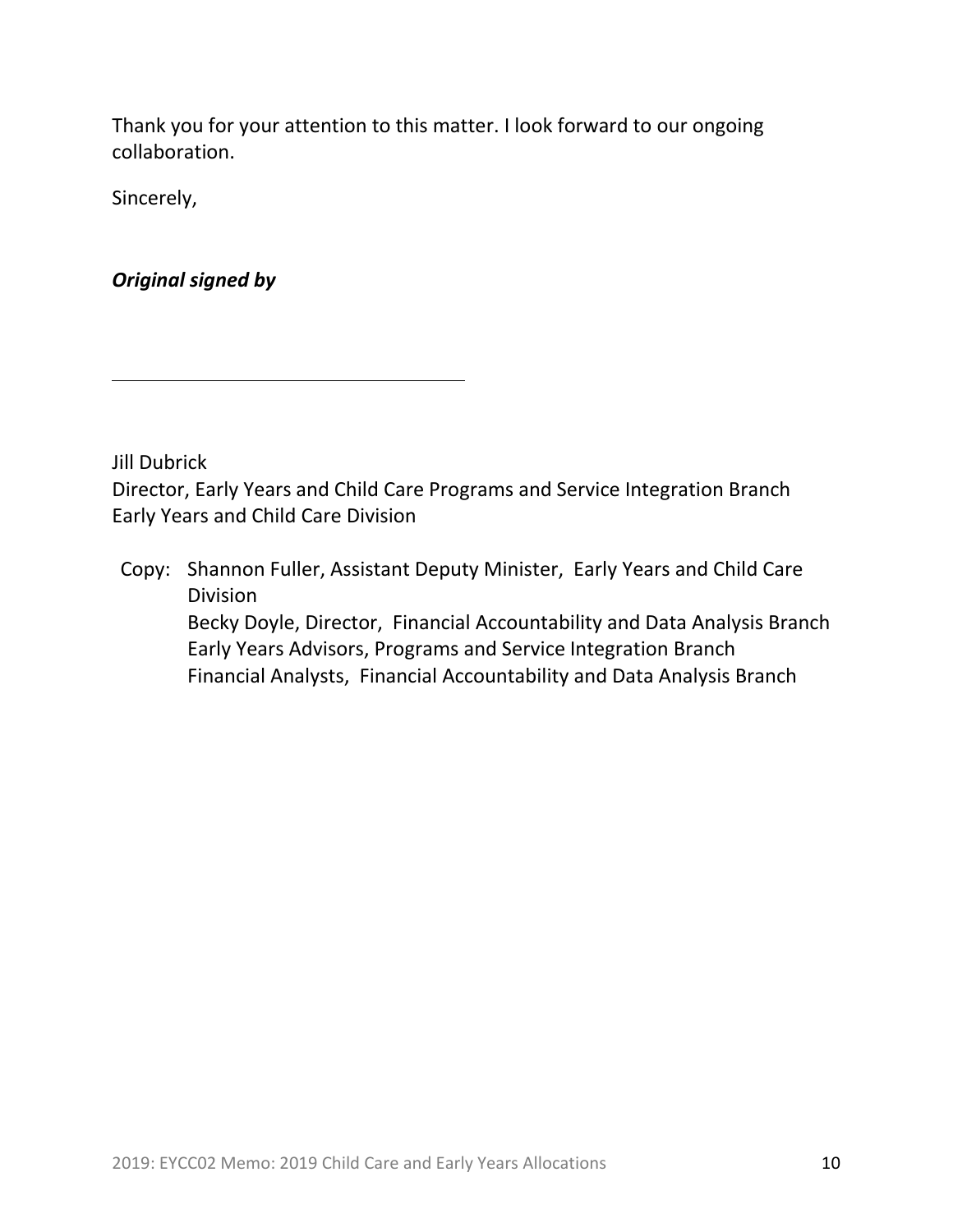Thank you for your attention to this matter. I look forward to our ongoing collaboration.

Sincerely,

***Original signed by***

Jill Dubrick
Director, Early Years and Child Care Programs and Service Integration Branch
Early Years and Child Care Division

Copy: Shannon Fuller, Assistant Deputy Minister, Early Years and Child Care Division
Becky Doyle, Director, Financial Accountability and Data Analysis Branch
Early Years Advisors, Programs and Service Integration Branch
Financial Analysts, Financial Accountability and Data Analysis Branch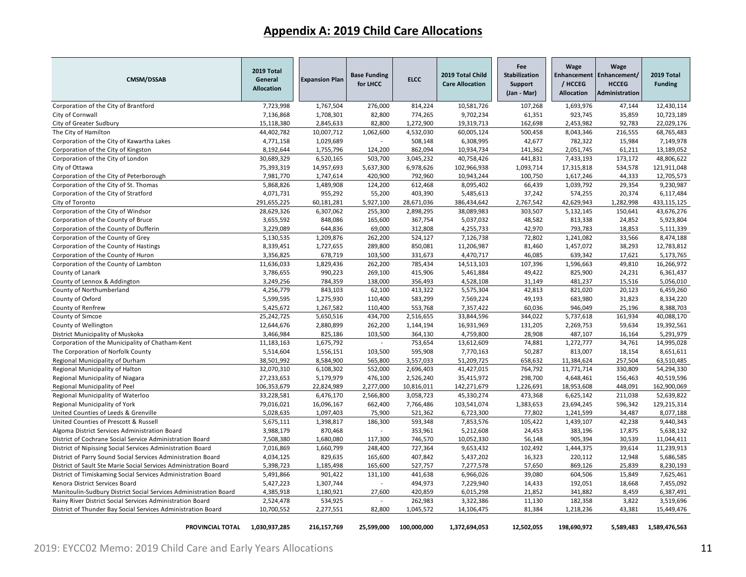## Appendix A: 2019 Child Care Allocations

| CMSM/DSSAB | 2019 Total General Allocation | Expansion Plan | Base Funding for LHCC | ELCC | 2019 Total Child Care Allocation | Fee Stabilization Support (Jan - Mar) | Wage Enhancement / HCCEG Allocation | Wage Enhancement/ HCCEG Administration | 2019 Total Funding |
|---|---|---|---|---|---|---|---|---|---|
| Corporation of the City of Brantford | 7,723,998 | 1,767,504 | 276,000 | 814,224 | 10,581,726 | 107,268 | 1,693,976 | 47,144 | 12,430,114 |
| City of Cornwall | 7,136,868 | 1,708,301 | 82,800 | 774,265 | 9,702,234 | 61,351 | 923,745 | 35,859 | 10,723,189 |
| City of Greater Sudbury | 15,118,380 | 2,845,633 | 82,800 | 1,272,900 | 19,319,713 | 162,698 | 2,453,982 | 92,783 | 22,029,176 |
| The City of Hamilton | 44,402,782 | 10,007,712 | 1,062,600 | 4,532,030 | 60,005,124 | 500,458 | 8,043,346 | 216,555 | 68,765,483 |
| Corporation of the City of Kawartha Lakes | 4,771,158 | 1,029,689 | - | 508,148 | 6,308,995 | 42,677 | 782,322 | 15,984 | 7,149,978 |
| Corporation of the City of Kingston | 8,192,644 | 1,755,796 | 124,200 | 862,094 | 10,934,734 | 141,362 | 2,051,745 | 61,211 | 13,189,052 |
| Corporation of the City of London | 30,689,329 | 6,520,165 | 503,700 | 3,045,232 | 40,758,426 | 441,831 | 7,433,193 | 173,172 | 48,806,622 |
| City of Ottawa | 75,393,319 | 14,957,693 | 5,637,300 | 6,978,626 | 102,966,938 | 1,093,714 | 17,315,818 | 534,578 | 121,911,048 |
| Corporation of the City of Peterborough | 7,981,770 | 1,747,614 | 420,900 | 792,960 | 10,943,244 | 100,750 | 1,617,246 | 44,333 | 12,705,573 |
| Corporation of the City of St. Thomas | 5,868,826 | 1,489,908 | 124,200 | 612,468 | 8,095,402 | 66,439 | 1,039,792 | 29,354 | 9,230,987 |
| Corporation of the City of Stratford | 4,071,731 | 955,292 | 55,200 | 403,390 | 5,485,613 | 37,242 | 574,255 | 20,374 | 6,117,484 |
| City of Toronto | 291,655,225 | 60,181,281 | 5,927,100 | 28,671,036 | 386,434,642 | 2,767,542 | 42,629,943 | 1,282,998 | 433,115,125 |
| Corporation of the City of Windsor | 28,629,326 | 6,307,062 | 255,300 | 2,898,295 | 38,089,983 | 303,507 | 5,132,145 | 150,641 | 43,676,276 |
| Corporation of the County of Bruce | 3,655,592 | 848,086 | 165,600 | 367,754 | 5,037,032 | 48,582 | 813,338 | 24,852 | 5,923,804 |
| Corporation of the County of Dufferin | 3,229,089 | 644,836 | 69,000 | 312,808 | 4,255,733 | 42,970 | 793,783 | 18,853 | 5,111,339 |
| Corporation of the County of Grey | 5,130,535 | 1,209,876 | 262,200 | 524,127 | 7,126,738 | 72,802 | 1,241,082 | 33,566 | 8,474,188 |
| Corporation of the County of Hastings | 8,339,451 | 1,727,655 | 289,800 | 850,081 | 11,206,987 | 81,460 | 1,457,072 | 38,293 | 12,783,812 |
| Corporation of the County of Huron | 3,356,825 | 678,719 | 103,500 | 331,673 | 4,470,717 | 46,085 | 639,342 | 17,621 | 5,173,765 |
| Corporation of the County of Lambton | 11,636,033 | 1,829,436 | 262,200 | 785,434 | 14,513,103 | 107,396 | 1,596,663 | 49,810 | 16,266,972 |
| County of Lanark | 3,786,655 | 990,223 | 269,100 | 415,906 | 5,461,884 | 49,422 | 825,900 | 24,231 | 6,361,437 |
| County of Lennox & Addington | 3,249,256 | 784,359 | 138,000 | 356,493 | 4,528,108 | 31,149 | 481,237 | 15,516 | 5,056,010 |
| County of Northumberland | 4,256,779 | 843,103 | 62,100 | 413,322 | 5,575,304 | 42,813 | 821,020 | 20,123 | 6,459,260 |
| County of Oxford | 5,599,595 | 1,275,930 | 110,400 | 583,299 | 7,569,224 | 49,193 | 683,980 | 31,823 | 8,334,220 |
| County of Renfrew | 5,425,672 | 1,267,582 | 110,400 | 553,768 | 7,357,422 | 60,036 | 946,049 | 25,196 | 8,388,703 |
| County of Simcoe | 25,242,725 | 5,650,516 | 434,700 | 2,516,655 | 33,844,596 | 344,022 | 5,737,618 | 161,934 | 40,088,170 |
| County of Wellington | 12,644,676 | 2,880,899 | 262,200 | 1,144,194 | 16,931,969 | 131,205 | 2,269,753 | 59,634 | 19,392,561 |
| District Municipality of Muskoka | 3,466,984 | 825,186 | 103,500 | 364,130 | 4,759,800 | 28,908 | 487,107 | 16,164 | 5,291,979 |
| Corporation of the Municipality of Chatham-Kent | 11,183,163 | 1,675,792 | - | 753,654 | 13,612,609 | 74,881 | 1,272,777 | 34,761 | 14,995,028 |
| The Corporation of Norfolk County | 5,514,604 | 1,556,151 | 103,500 | 595,908 | 7,770,163 | 50,287 | 813,007 | 18,154 | 8,651,611 |
| Regional Municipality of Durham | 38,501,992 | 8,584,900 | 565,800 | 3,557,033 | 51,209,725 | 658,632 | 11,384,624 | 257,504 | 63,510,485 |
| Regional Municipality of Halton | 32,070,310 | 6,108,302 | 552,000 | 2,696,403 | 41,427,015 | 764,792 | 11,771,714 | 330,809 | 54,294,330 |
| Regional Municipality of Niagara | 27,233,653 | 5,179,979 | 476,100 | 2,526,240 | 35,415,972 | 298,700 | 4,648,461 | 156,463 | 40,519,596 |
| Regional Municipality of Peel | 106,353,679 | 22,824,989 | 2,277,000 | 10,816,011 | 142,271,679 | 1,226,691 | 18,953,608 | 448,091 | 162,900,069 |
| Regional Municipality of Waterloo | 33,228,581 | 6,476,170 | 2,566,800 | 3,058,723 | 45,330,274 | 473,368 | 6,625,142 | 211,038 | 52,639,822 |
| Regional Municipality of York | 79,016,021 | 16,096,167 | 662,400 | 7,766,486 | 103,541,074 | 1,383,653 | 23,694,245 | 596,342 | 129,215,314 |
| United Counties of Leeds & Grenville | 5,028,635 | 1,097,403 | 75,900 | 521,362 | 6,723,300 | 77,802 | 1,241,599 | 34,487 | 8,077,188 |
| United Counties of Prescott & Russell | 5,675,111 | 1,398,817 | 186,300 | 593,348 | 7,853,576 | 105,422 | 1,439,107 | 42,238 | 9,440,343 |
| Algoma District Services Administration Board | 3,988,179 | 870,468 | - | 353,961 | 5,212,608 | 24,453 | 383,196 | 17,875 | 5,638,132 |
| District of Cochrane Social Service Administration Board | 7,508,380 | 1,680,080 | 117,300 | 746,570 | 10,052,330 | 56,148 | 905,394 | 30,539 | 11,044,411 |
| District of Nipissing Social Services Administration Board | 7,016,869 | 1,660,799 | 248,400 | 727,364 | 9,653,432 | 102,492 | 1,444,375 | 39,614 | 11,239,913 |
| District of Parry Sound Social Services Administration Board | 4,034,125 | 829,635 | 165,600 | 407,842 | 5,437,202 | 16,323 | 220,112 | 12,948 | 5,686,585 |
| District of Sault Ste Marie Social Services Administration Board | 5,398,723 | 1,185,498 | 165,600 | 527,757 | 7,277,578 | 57,650 | 869,126 | 25,839 | 8,230,193 |
| District of Timiskaming Social Services Administration Board | 5,491,866 | 901,422 | 131,100 | 441,638 | 6,966,026 | 39,080 | 604,506 | 15,849 | 7,625,461 |
| Kenora District Services Board | 5,427,223 | 1,307,744 | - | 494,973 | 7,229,940 | 14,433 | 192,051 | 18,668 | 7,455,092 |
| Manitoulin-Sudbury District Social Services Administration Board | 4,385,918 | 1,180,921 | 27,600 | 420,859 | 6,015,298 | 21,852 | 341,882 | 8,459 | 6,387,491 |
| Rainy River District Social Services Administration Board | 2,524,478 | 534,925 | - | 262,983 | 3,322,386 | 11,130 | 182,358 | 3,822 | 3,519,696 |
| District of Thunder Bay Social Services Administration Board | 10,700,552 | 2,277,551 | 82,800 | 1,045,572 | 14,106,475 | 81,384 | 1,218,236 | 43,381 | 15,449,476 |
| **PROVINCIAL TOTAL** | **1,030,937,285** | **216,157,769** | **25,599,000** | **100,000,000** | **1,372,694,053** | **12,502,055** | **198,690,972** | **5,589,483** | **1,589,476,563** |

2019: EYCC02 Memo: 2019 Child Care and Early Years Allocations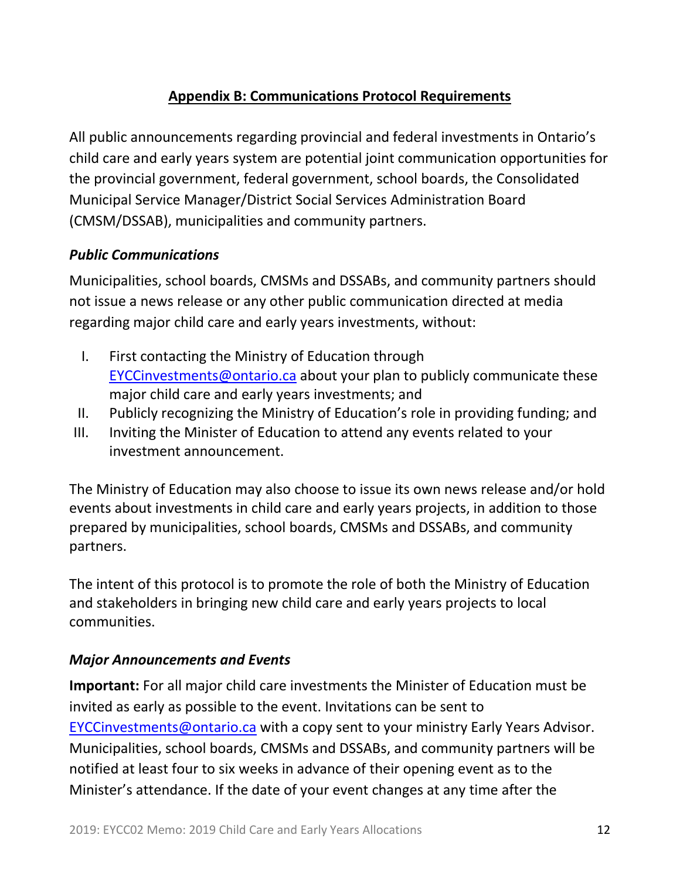## Appendix B: Communications Protocol Requirements

All public announcements regarding provincial and federal investments in Ontario's child care and early years system are potential joint communication opportunities for the provincial government, federal government, school boards, the Consolidated Municipal Service Manager/District Social Services Administration Board (CMSM/DSSAB), municipalities and community partners.

### *Public Communications*

Municipalities, school boards, CMSMs and DSSABs, and community partners should not issue a news release or any other public communication directed at media regarding major child care and early years investments, without:

I. First contacting the Ministry of Education through EYCCinvestments@ontario.ca about your plan to publicly communicate these major child care and early years investments; and
II. Publicly recognizing the Ministry of Education's role in providing funding; and
III. Inviting the Minister of Education to attend any events related to your investment announcement.

The Ministry of Education may also choose to issue its own news release and/or hold events about investments in child care and early years projects, in addition to those prepared by municipalities, school boards, CMSMs and DSSABs, and community partners.

The intent of this protocol is to promote the role of both the Ministry of Education and stakeholders in bringing new child care and early years projects to local communities.

### *Major Announcements and Events*

**Important:** For all major child care investments the Minister of Education must be invited as early as possible to the event. Invitations can be sent to EYCCinvestments@ontario.ca with a copy sent to your ministry Early Years Advisor. Municipalities, school boards, CMSMs and DSSABs, and community partners will be notified at least four to six weeks in advance of their opening event as to the Minister's attendance. If the date of your event changes at any time after the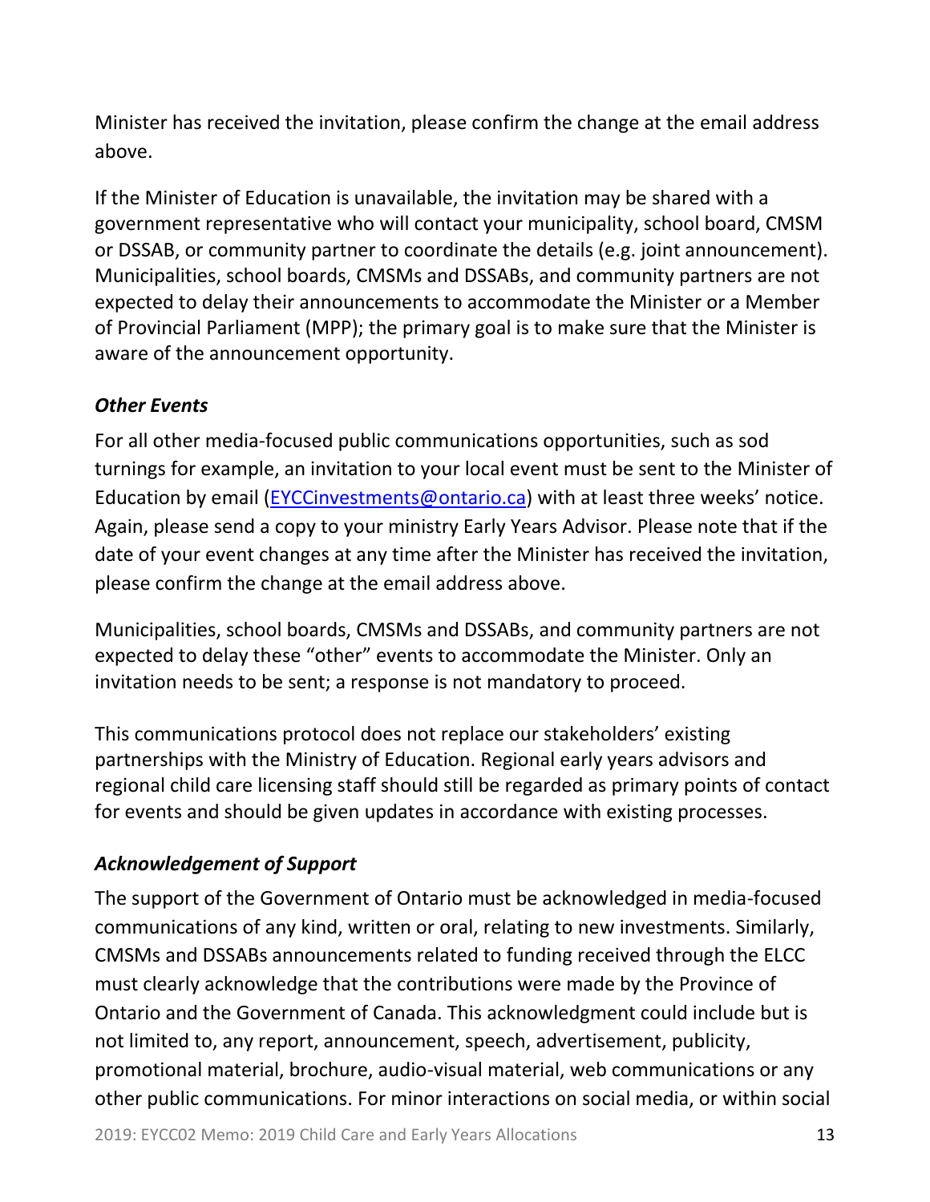Minister has received the invitation, please confirm the change at the email address above.

If the Minister of Education is unavailable, the invitation may be shared with a government representative who will contact your municipality, school board, CMSM or DSSAB, or community partner to coordinate the details (e.g. joint announcement). Municipalities, school boards, CMSMs and DSSABs, and community partners are not expected to delay their announcements to accommodate the Minister or a Member of Provincial Parliament (MPP); the primary goal is to make sure that the Minister is aware of the announcement opportunity.

### *Other Events*

For all other media-focused public communications opportunities, such as sod turnings for example, an invitation to your local event must be sent to the Minister of Education by email (EYCCinvestments@ontario.ca) with at least three weeks' notice. Again, please send a copy to your ministry Early Years Advisor. Please note that if the date of your event changes at any time after the Minister has received the invitation, please confirm the change at the email address above.

Municipalities, school boards, CMSMs and DSSABs, and community partners are not expected to delay these "other" events to accommodate the Minister. Only an invitation needs to be sent; a response is not mandatory to proceed.

This communications protocol does not replace our stakeholders' existing partnerships with the Ministry of Education. Regional early years advisors and regional child care licensing staff should still be regarded as primary points of contact for events and should be given updates in accordance with existing processes.

### *Acknowledgement of Support*

The support of the Government of Ontario must be acknowledged in media-focused communications of any kind, written or oral, relating to new investments. Similarly, CMSMs and DSSABs announcements related to funding received through the ELCC must clearly acknowledge that the contributions were made by the Province of Ontario and the Government of Canada. This acknowledgment could include but is not limited to, any report, announcement, speech, advertisement, publicity, promotional material, brochure, audio-visual material, web communications or any other public communications. For minor interactions on social media, or within social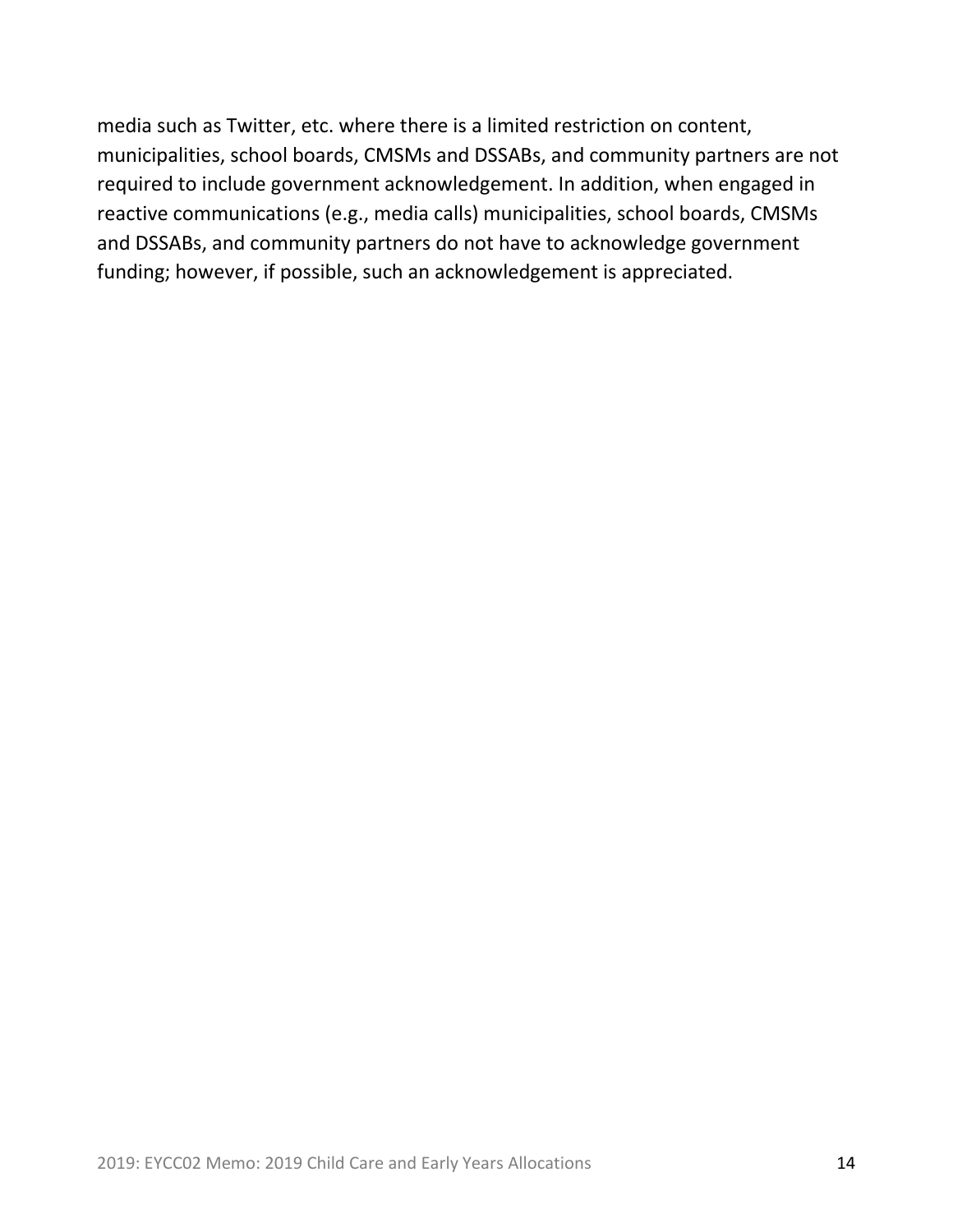media such as Twitter, etc. where there is a limited restriction on content, municipalities, school boards, CMSMs and DSSABs, and community partners are not required to include government acknowledgement. In addition, when engaged in reactive communications (e.g., media calls) municipalities, school boards, CMSMs and DSSABs, and community partners do not have to acknowledge government funding; however, if possible, such an acknowledgement is appreciated.